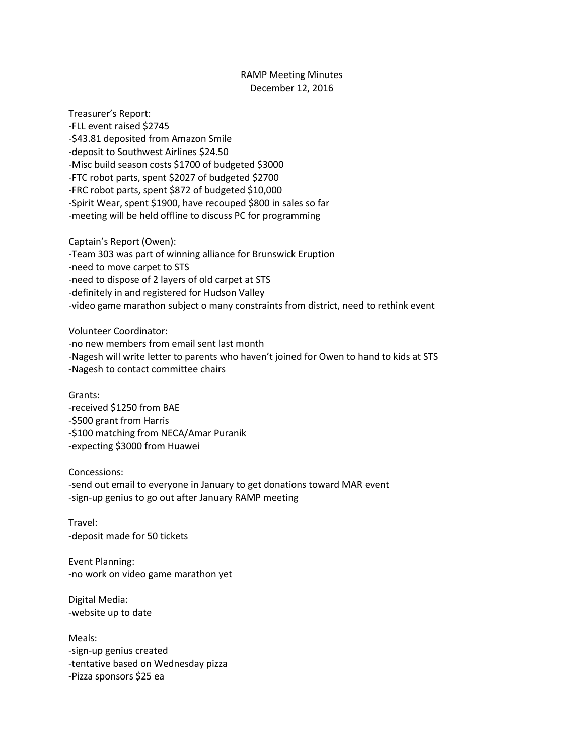# RAMP Meeting Minutes

December 12, 2016

Treasurer's Report:
-FLL event raised $2745
-$43.81 deposited from Amazon Smile
-deposit to Southwest Airlines $24.50
-Misc build season costs $1700 of budgeted $3000
-FTC robot parts, spent $2027 of budgeted $2700
-FRC robot parts, spent $872 of budgeted $10,000
-Spirit Wear, spent $1900, have recouped $800 in sales so far
-meeting will be held offline to discuss PC for programming

Captain's Report (Owen):
-Team 303 was part of winning alliance for Brunswick Eruption
-need to move carpet to STS
-need to dispose of 2 layers of old carpet at STS
-definitely in and registered for Hudson Valley
-video game marathon subject o many constraints from district, need to rethink event

Volunteer Coordinator:
-no new members from email sent last month
-Nagesh will write letter to parents who haven't joined for Owen to hand to kids at STS
-Nagesh to contact committee chairs

Grants:
-received $1250 from BAE
-$500 grant from Harris
-$100 matching from NECA/Amar Puranik
-expecting $3000 from Huawei

Concessions:
-send out email to everyone in January to get donations toward MAR event
-sign-up genius to go out after January RAMP meeting

Travel:
-deposit made for 50 tickets

Event Planning:
-no work on video game marathon yet

Digital Media:
-website up to date

Meals:
-sign-up genius created
-tentative based on Wednesday pizza
-Pizza sponsors $25 ea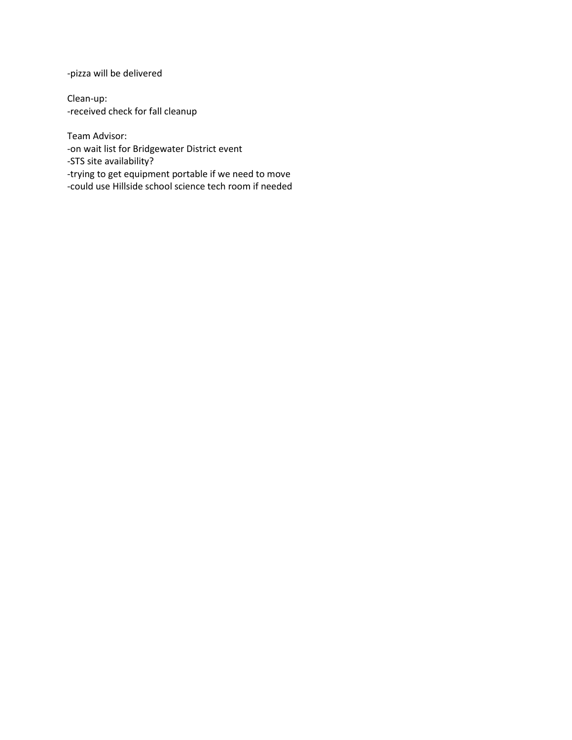-pizza will be delivered

Clean-up:
-received check for fall cleanup

Team Advisor:
-on wait list for Bridgewater District event
-STS site availability?
-trying to get equipment portable if we need to move
-could use Hillside school science tech room if needed